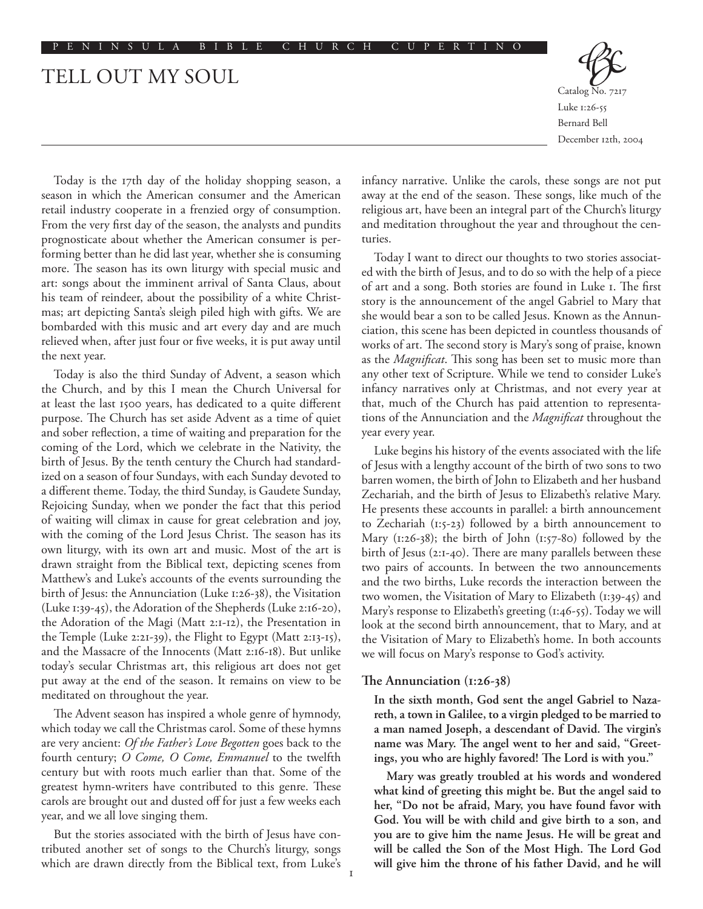PENINSULA BIBLE CHURCH CUPERTINO

# TELL OUT MY SOUL

Catalog No. 7217
Luke 1:26-55
Bernard Bell
December 12th, 2004

Today is the 17th day of the holiday shopping season, a season in which the American consumer and the American retail industry cooperate in a frenzied orgy of consumption. From the very first day of the season, the analysts and pundits prognosticate about whether the American consumer is performing better than he did last year, whether she is consuming more. The season has its own liturgy with special music and art: songs about the imminent arrival of Santa Claus, about his team of reindeer, about the possibility of a white Christmas; art depicting Santa's sleigh piled high with gifts. We are bombarded with this music and art every day and are much relieved when, after just four or five weeks, it is put away until the next year.

Today is also the third Sunday of Advent, a season which the Church, and by this I mean the Church Universal for at least the last 1500 years, has dedicated to a quite different purpose. The Church has set aside Advent as a time of quiet and sober reflection, a time of waiting and preparation for the coming of the Lord, which we celebrate in the Nativity, the birth of Jesus. By the tenth century the Church had standardized on a season of four Sundays, with each Sunday devoted to a different theme. Today, the third Sunday, is Gaudete Sunday, Rejoicing Sunday, when we ponder the fact that this period of waiting will climax in cause for great celebration and joy, with the coming of the Lord Jesus Christ. The season has its own liturgy, with its own art and music. Most of the art is drawn straight from the Biblical text, depicting scenes from Matthew's and Luke's accounts of the events surrounding the birth of Jesus: the Annunciation (Luke 1:26-38), the Visitation (Luke 1:39-45), the Adoration of the Shepherds (Luke 2:16-20), the Adoration of the Magi (Matt 2:1-12), the Presentation in the Temple (Luke 2:21-39), the Flight to Egypt (Matt 2:13-15), and the Massacre of the Innocents (Matt 2:16-18). But unlike today's secular Christmas art, this religious art does not get put away at the end of the season. It remains on view to be meditated on throughout the year.

The Advent season has inspired a whole genre of hymnody, which today we call the Christmas carol. Some of these hymns are very ancient: *Of the Father's Love Begotten* goes back to the fourth century; *O Come, O Come, Emmanuel* to the twelfth century but with roots much earlier than that. Some of the greatest hymn-writers have contributed to this genre. These carols are brought out and dusted off for just a few weeks each year, and we all love singing them.

But the stories associated with the birth of Jesus have contributed another set of songs to the Church's liturgy, songs which are drawn directly from the Biblical text, from Luke's infancy narrative. Unlike the carols, these songs are not put away at the end of the season. These songs, like much of the religious art, have been an integral part of the Church's liturgy and meditation throughout the year and throughout the centuries.

Today I want to direct our thoughts to two stories associated with the birth of Jesus, and to do so with the help of a piece of art and a song. Both stories are found in Luke 1. The first story is the announcement of the angel Gabriel to Mary that she would bear a son to be called Jesus. Known as the Annunciation, this scene has been depicted in countless thousands of works of art. The second story is Mary's song of praise, known as the *Magnificat*. This song has been set to music more than any other text of Scripture. While we tend to consider Luke's infancy narratives only at Christmas, and not every year at that, much of the Church has paid attention to representations of the Annunciation and the *Magnificat* throughout the year every year.

Luke begins his history of the events associated with the life of Jesus with a lengthy account of the birth of two sons to two barren women, the birth of John to Elizabeth and her husband Zechariah, and the birth of Jesus to Elizabeth's relative Mary. He presents these accounts in parallel: a birth announcement to Zechariah (1:5-23) followed by a birth announcement to Mary (1:26-38); the birth of John (1:57-80) followed by the birth of Jesus (2:1-40). There are many parallels between these two pairs of accounts. In between the two announcements and the two births, Luke records the interaction between the two women, the Visitation of Mary to Elizabeth (1:39-45) and Mary's response to Elizabeth's greeting (1:46-55). Today we will look at the second birth announcement, that to Mary, and at the Visitation of Mary to Elizabeth's home. In both accounts we will focus on Mary's response to God's activity.

## The Annunciation (1:26-38)

**In the sixth month, God sent the angel Gabriel to Nazareth, a town in Galilee, to a virgin pledged to be married to a man named Joseph, a descendant of David. The virgin's name was Mary. The angel went to her and said, "Greetings, you who are highly favored! The Lord is with you."**

**Mary was greatly troubled at his words and wondered what kind of greeting this might be. But the angel said to her, "Do not be afraid, Mary, you have found favor with God. You will be with child and give birth to a son, and you are to give him the name Jesus. He will be great and will be called the Son of the Most High. The Lord God will give him the throne of his father David, and he will**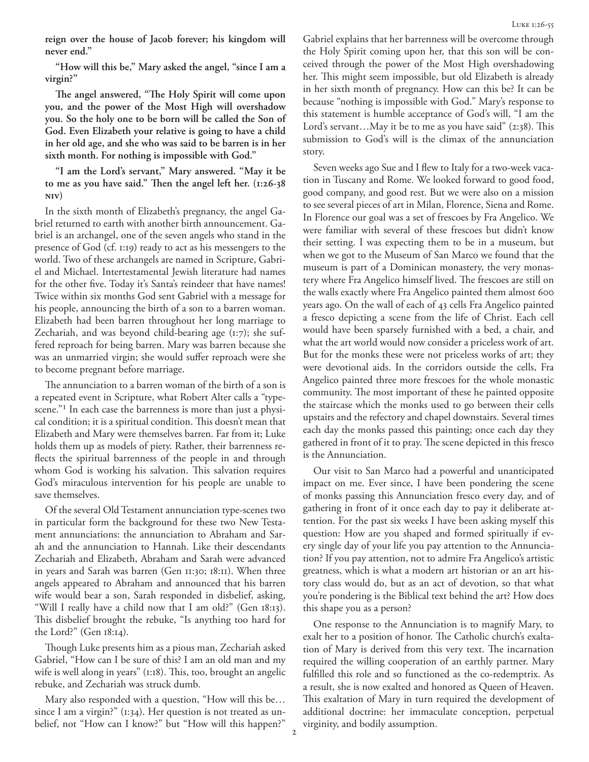**reign over the house of Jacob forever; his kingdom will never end."**

**"How will this be," Mary asked the angel, "since I am a virgin?"**

**The angel answered, "The Holy Spirit will come upon you, and the power of the Most High will overshadow you. So the holy one to be born will be called the Son of God. Even Elizabeth your relative is going to have a child in her old age, and she who was said to be barren is in her sixth month. For nothing is impossible with God."**

**"I am the Lord's servant," Mary answered. "May it be to me as you have said." Then the angel left her. (1:26-38 NIV)**

In the sixth month of Elizabeth's pregnancy, the angel Gabriel returned to earth with another birth announcement. Gabriel is an archangel, one of the seven angels who stand in the presence of God (cf. 1:19) ready to act as his messengers to the world. Two of these archangels are named in Scripture, Gabriel and Michael. Intertestamental Jewish literature had names for the other five. Today it's Santa's reindeer that have names! Twice within six months God sent Gabriel with a message for his people, announcing the birth of a son to a barren woman. Elizabeth had been barren throughout her long marriage to Zechariah, and was beyond child-bearing age (1:7); she suffered reproach for being barren. Mary was barren because she was an unmarried virgin; she would suffer reproach were she to become pregnant before marriage.

The annunciation to a barren woman of the birth of a son is a repeated event in Scripture, what Robert Alter calls a "type-scene."[1] In each case the barrenness is more than just a physical condition; it is a spiritual condition. This doesn't mean that Elizabeth and Mary were themselves barren. Far from it; Luke holds them up as models of piety. Rather, their barrenness reflects the spiritual barrenness of the people in and through whom God is working his salvation. This salvation requires God's miraculous intervention for his people are unable to save themselves.

Of the several Old Testament annunciation type-scenes two in particular form the background for these two New Testament annunciations: the annunciation to Abraham and Sarah and the annunciation to Hannah. Like their descendants Zechariah and Elizabeth, Abraham and Sarah were advanced in years and Sarah was barren (Gen 11:30; 18:11). When three angels appeared to Abraham and announced that his barren wife would bear a son, Sarah responded in disbelief, asking, "Will I really have a child now that I am old?" (Gen 18:13). This disbelief brought the rebuke, "Is anything too hard for the Lord?" (Gen 18:14).

Though Luke presents him as a pious man, Zechariah asked Gabriel, "How can I be sure of this? I am an old man and my wife is well along in years" (1:18). This, too, brought an angelic rebuke, and Zechariah was struck dumb.

Mary also responded with a question, "How will this be… since I am a virgin?" (1:34). Her question is not treated as unbelief, not "How can I know?" but "How will this happen?" Gabriel explains that her barrenness will be overcome through the Holy Spirit coming upon her, that this son will be conceived through the power of the Most High overshadowing her. This might seem impossible, but old Elizabeth is already in her sixth month of pregnancy. How can this be? It can be because "nothing is impossible with God." Mary's response to this statement is humble acceptance of God's will, "I am the Lord's servant…May it be to me as you have said" (2:38). This submission to God's will is the climax of the annunciation story.

Seven weeks ago Sue and I flew to Italy for a two-week vacation in Tuscany and Rome. We looked forward to good food, good company, and good rest. But we were also on a mission to see several pieces of art in Milan, Florence, Siena and Rome. In Florence our goal was a set of frescoes by Fra Angelico. We were familiar with several of these frescoes but didn't know their setting. I was expecting them to be in a museum, but when we got to the Museum of San Marco we found that the museum is part of a Dominican monastery, the very monastery where Fra Angelico himself lived. The frescoes are still on the walls exactly where Fra Angelico painted them almost 600 years ago. On the wall of each of 43 cells Fra Angelico painted a fresco depicting a scene from the life of Christ. Each cell would have been sparsely furnished with a bed, a chair, and what the art world would now consider a priceless work of art. But for the monks these were not priceless works of art; they were devotional aids. In the corridors outside the cells, Fra Angelico painted three more frescoes for the whole monastic community. The most important of these he painted opposite the staircase which the monks used to go between their cells upstairs and the refectory and chapel downstairs. Several times each day the monks passed this painting; once each day they gathered in front of it to pray. The scene depicted in this fresco is the Annunciation.

Our visit to San Marco had a powerful and unanticipated impact on me. Ever since, I have been pondering the scene of monks passing this Annunciation fresco every day, and of gathering in front of it once each day to pay it deliberate attention. For the past six weeks I have been asking myself this question: How are you shaped and formed spiritually if every single day of your life you pay attention to the Annunciation? If you pay attention, not to admire Fra Angelico's artistic greatness, which is what a modern art historian or an art history class would do, but as an act of devotion, so that what you're pondering is the Biblical text behind the art? How does this shape you as a person?

One response to the Annunciation is to magnify Mary, to exalt her to a position of honor. The Catholic church's exaltation of Mary is derived from this very text. The incarnation required the willing cooperation of an earthly partner. Mary fulfilled this role and so functioned as the co-redemptrix. As a result, she is now exalted and honored as Queen of Heaven. This exaltation of Mary in turn required the development of additional doctrine: her immaculate conception, perpetual virginity, and bodily assumption.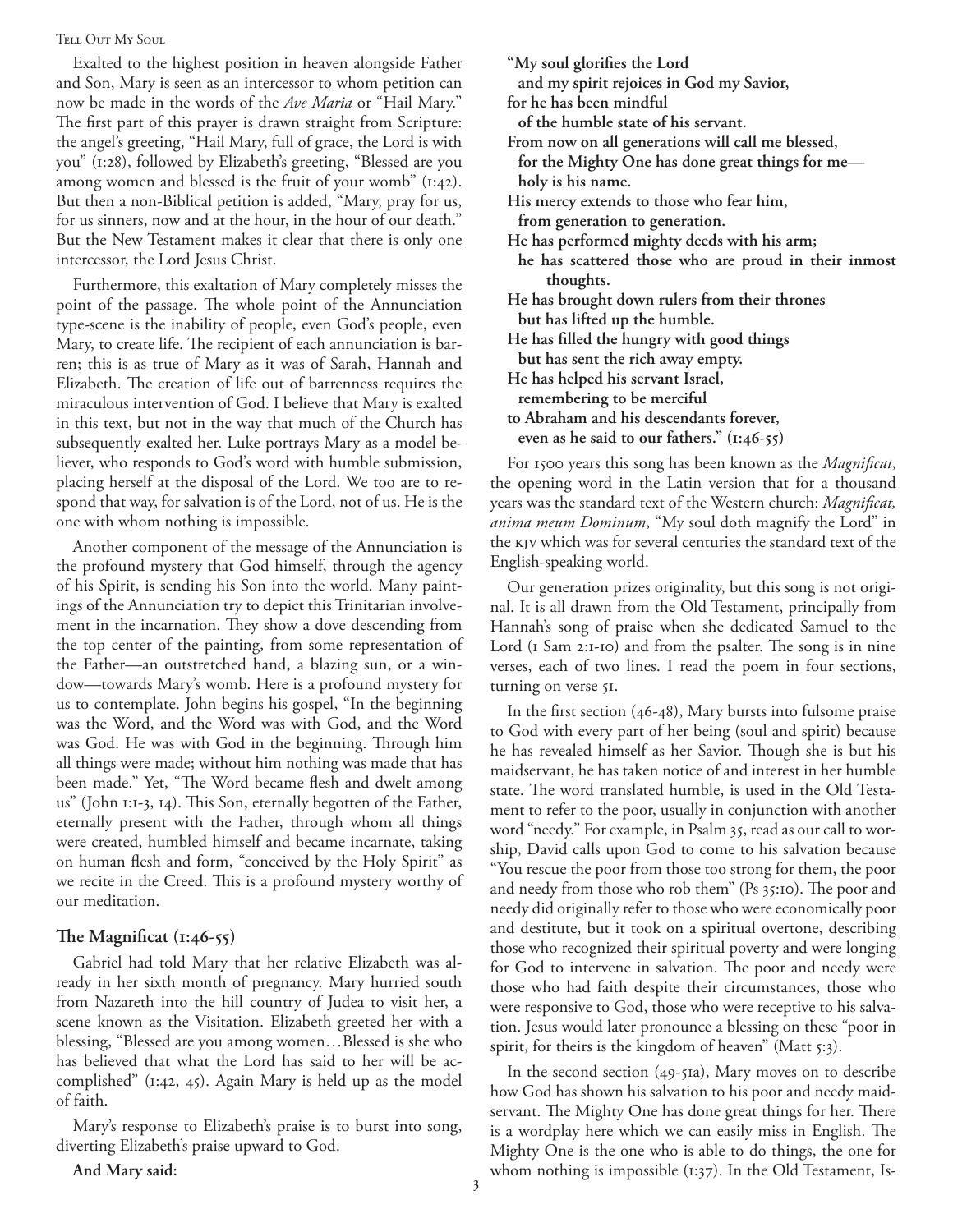Exalted to the highest position in heaven alongside Father and Son, Mary is seen as an intercessor to whom petition can now be made in the words of the *Ave Maria* or "Hail Mary." The first part of this prayer is drawn straight from Scripture: the angel's greeting, "Hail Mary, full of grace, the Lord is with you" (1:28), followed by Elizabeth's greeting, "Blessed are you among women and blessed is the fruit of your womb" (1:42). But then a non-Biblical petition is added, "Mary, pray for us, for us sinners, now and at the hour, in the hour of our death." But the New Testament makes it clear that there is only one intercessor, the Lord Jesus Christ.

Furthermore, this exaltation of Mary completely misses the point of the passage. The whole point of the Annunciation type-scene is the inability of people, even God's people, even Mary, to create life. The recipient of each annunciation is barren; this is as true of Mary as it was of Sarah, Hannah and Elizabeth. The creation of life out of barrenness requires the miraculous intervention of God. I believe that Mary is exalted in this text, but not in the way that much of the Church has subsequently exalted her. Luke portrays Mary as a model believer, who responds to God's word with humble submission, placing herself at the disposal of the Lord. We too are to respond that way, for salvation is of the Lord, not of us. He is the one with whom nothing is impossible.

Another component of the message of the Annunciation is the profound mystery that God himself, through the agency of his Spirit, is sending his Son into the world. Many paintings of the Annunciation try to depict this Trinitarian involvement in the incarnation. They show a dove descending from the top center of the painting, from some representation of the Father—an outstretched hand, a blazing sun, or a window—towards Mary's womb. Here is a profound mystery for us to contemplate. John begins his gospel, "In the beginning was the Word, and the Word was with God, and the Word was God. He was with God in the beginning. Through him all things were made; without him nothing was made that has been made." Yet, "The Word became flesh and dwelt among us" (John 1:1-3, 14). This Son, eternally begotten of the Father, eternally present with the Father, through whom all things were created, humbled himself and became incarnate, taking on human flesh and form, "conceived by the Holy Spirit" as we recite in the Creed. This is a profound mystery worthy of our meditation.

## The Magnificat (1:46-55)

Gabriel had told Mary that her relative Elizabeth was already in her sixth month of pregnancy. Mary hurried south from Nazareth into the hill country of Judea to visit her, a scene known as the Visitation. Elizabeth greeted her with a blessing, "Blessed are you among women…Blessed is she who has believed that what the Lord has said to her will be accomplished" (1:42, 45). Again Mary is held up as the model of faith.

Mary's response to Elizabeth's praise is to burst into song, diverting Elizabeth's praise upward to God.

**And Mary said:**

**"My soul glorifies the Lord**
**and my spirit rejoices in God my Savior,**
**for he has been mindful**
**of the humble state of his servant.**
**From now on all generations will call me blessed,**
**for the Mighty One has done great things for me—**
**holy is his name.**
**His mercy extends to those who fear him,**
**from generation to generation.**
**He has performed mighty deeds with his arm;**
**he has scattered those who are proud in their inmost thoughts.**
**He has brought down rulers from their thrones**
**but has lifted up the humble.**
**He has filled the hungry with good things**
**but has sent the rich away empty.**
**He has helped his servant Israel,**
**remembering to be merciful**
**to Abraham and his descendants forever,**
**even as he said to our fathers." (1:46-55)**

For 1500 years this song has been known as the *Magnificat*, the opening word in the Latin version that for a thousand years was the standard text of the Western church: *Magnificat, anima meum Dominum*, "My soul doth magnify the Lord" in the KJV which was for several centuries the standard text of the English-speaking world.

Our generation prizes originality, but this song is not original. It is all drawn from the Old Testament, principally from Hannah's song of praise when she dedicated Samuel to the Lord (1 Sam 2:1-10) and from the psalter. The song is in nine verses, each of two lines. I read the poem in four sections, turning on verse 51.

In the first section (46-48), Mary bursts into fulsome praise to God with every part of her being (soul and spirit) because he has revealed himself as her Savior. Though she is but his maidservant, he has taken notice of and interest in her humble state. The word translated humble, is used in the Old Testament to refer to the poor, usually in conjunction with another word "needy." For example, in Psalm 35, read as our call to worship, David calls upon God to come to his salvation because "You rescue the poor from those too strong for them, the poor and needy from those who rob them" (Ps 35:10). The poor and needy did originally refer to those who were economically poor and destitute, but it took on a spiritual overtone, describing those who recognized their spiritual poverty and were longing for God to intervene in salvation. The poor and needy were those who had faith despite their circumstances, those who were responsive to God, those who were receptive to his salvation. Jesus would later pronounce a blessing on these "poor in spirit, for theirs is the kingdom of heaven" (Matt 5:3).

In the second section (49-51a), Mary moves on to describe how God has shown his salvation to his poor and needy maidservant. The Mighty One has done great things for her. There is a wordplay here which we can easily miss in English. The Mighty One is the one who is able to do things, the one for whom nothing is impossible (1:37). In the Old Testament, Is-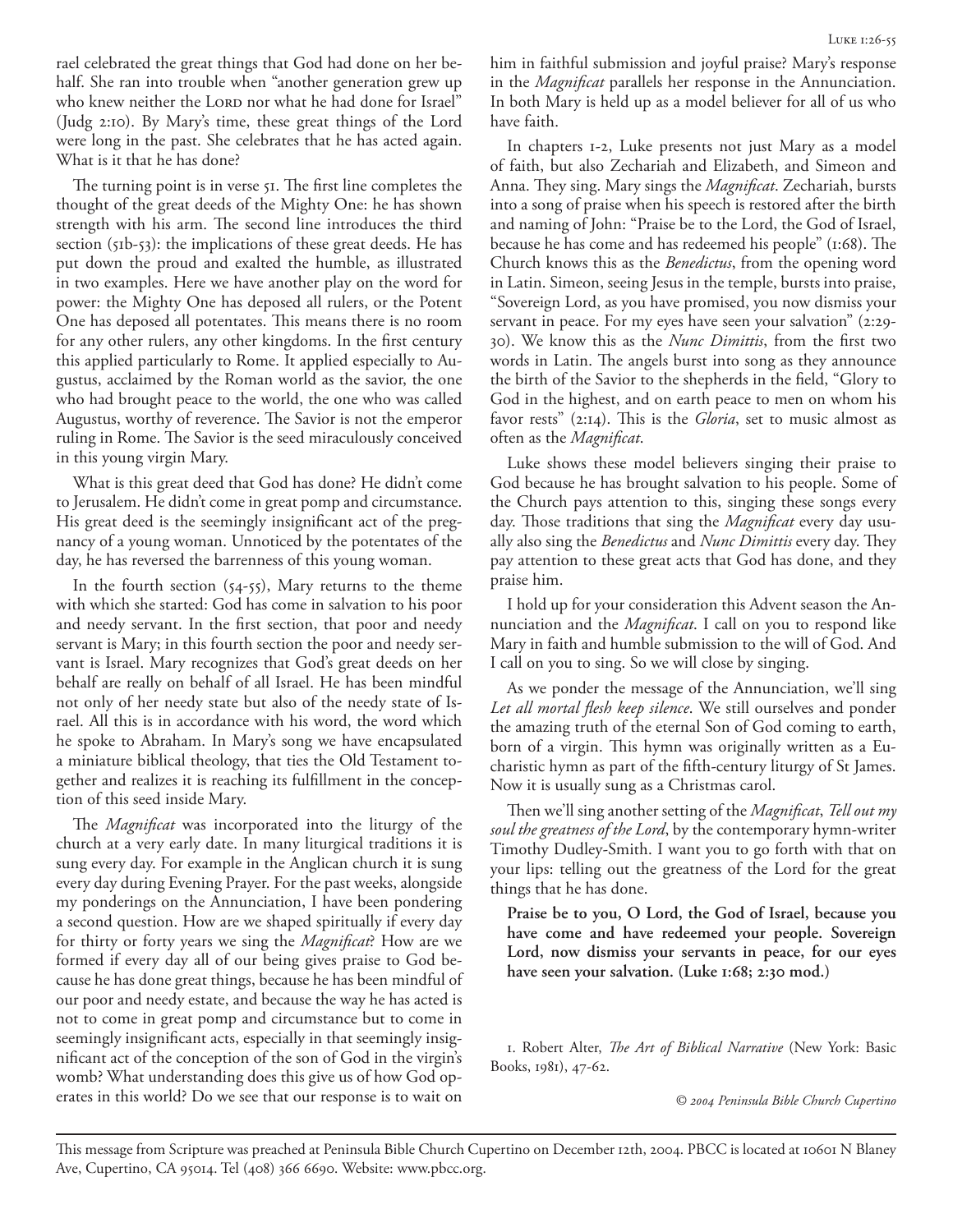rael celebrated the great things that God had done on her behalf. She ran into trouble when "another generation grew up who knew neither the Lord nor what he had done for Israel" (Judg 2:10). By Mary's time, these great things of the Lord were long in the past. She celebrates that he has acted again. What is it that he has done?

The turning point is in verse 51. The first line completes the thought of the great deeds of the Mighty One: he has shown strength with his arm. The second line introduces the third section (51b-53): the implications of these great deeds. He has put down the proud and exalted the humble, as illustrated in two examples. Here we have another play on the word for power: the Mighty One has deposed all rulers, or the Potent One has deposed all potentates. This means there is no room for any other rulers, any other kingdoms. In the first century this applied particularly to Rome. It applied especially to Augustus, acclaimed by the Roman world as the savior, the one who had brought peace to the world, the one who was called Augustus, worthy of reverence. The Savior is not the emperor ruling in Rome. The Savior is the seed miraculously conceived in this young virgin Mary.

What is this great deed that God has done? He didn't come to Jerusalem. He didn't come in great pomp and circumstance. His great deed is the seemingly insignificant act of the pregnancy of a young woman. Unnoticed by the potentates of the day, he has reversed the barrenness of this young woman.

In the fourth section (54-55), Mary returns to the theme with which she started: God has come in salvation to his poor and needy servant. In the first section, that poor and needy servant is Mary; in this fourth section the poor and needy servant is Israel. Mary recognizes that God's great deeds on her behalf are really on behalf of all Israel. He has been mindful not only of her needy state but also of the needy state of Israel. All this is in accordance with his word, the word which he spoke to Abraham. In Mary's song we have encapsulated a miniature biblical theology, that ties the Old Testament together and realizes it is reaching its fulfillment in the conception of this seed inside Mary.

The *Magnificat* was incorporated into the liturgy of the church at a very early date. In many liturgical traditions it is sung every day. For example in the Anglican church it is sung every day during Evening Prayer. For the past weeks, alongside my ponderings on the Annunciation, I have been pondering a second question. How are we shaped spiritually if every day for thirty or forty years we sing the *Magnificat*? How are we formed if every day all of our being gives praise to God because he has done great things, because he has been mindful of our poor and needy estate, and because the way he has acted is not to come in great pomp and circumstance but to come in seemingly insignificant acts, especially in that seemingly insignificant act of the conception of the son of God in the virgin's womb? What understanding does this give us of how God operates in this world? Do we see that our response is to wait on him in faithful submission and joyful praise? Mary's response in the *Magnificat* parallels her response in the Annunciation. In both Mary is held up as a model believer for all of us who have faith.

In chapters 1-2, Luke presents not just Mary as a model of faith, but also Zechariah and Elizabeth, and Simeon and Anna. They sing. Mary sings the *Magnificat*. Zechariah, bursts into a song of praise when his speech is restored after the birth and naming of John: "Praise be to the Lord, the God of Israel, because he has come and has redeemed his people" (1:68). The Church knows this as the *Benedictus*, from the opening word in Latin. Simeon, seeing Jesus in the temple, bursts into praise, "Sovereign Lord, as you have promised, you now dismiss your servant in peace. For my eyes have seen your salvation" (2:29-30). We know this as the *Nunc Dimittis*, from the first two words in Latin. The angels burst into song as they announce the birth of the Savior to the shepherds in the field, "Glory to God in the highest, and on earth peace to men on whom his favor rests" (2:14). This is the *Gloria*, set to music almost as often as the *Magnificat*.

Luke shows these model believers singing their praise to God because he has brought salvation to his people. Some of the Church pays attention to this, singing these songs every day. Those traditions that sing the *Magnificat* every day usually also sing the *Benedictus* and *Nunc Dimittis* every day. They pay attention to these great acts that God has done, and they praise him.

I hold up for your consideration this Advent season the Annunciation and the *Magnificat*. I call on you to respond like Mary in faith and humble submission to the will of God. And I call on you to sing. So we will close by singing.

As we ponder the message of the Annunciation, we'll sing *Let all mortal flesh keep silence*. We still ourselves and ponder the amazing truth of the eternal Son of God coming to earth, born of a virgin. This hymn was originally written as a Eucharistic hymn as part of the fifth-century liturgy of St James. Now it is usually sung as a Christmas carol.

Then we'll sing another setting of the *Magnificat*, *Tell out my soul the greatness of the Lord*, by the contemporary hymn-writer Timothy Dudley-Smith. I want you to go forth with that on your lips: telling out the greatness of the Lord for the great things that he has done.

**Praise be to you, O Lord, the God of Israel, because you have come and have redeemed your people. Sovereign Lord, now dismiss your servants in peace, for our eyes have seen your salvation. (Luke 1:68; 2:30 mod.)**

1. Robert Alter, *The Art of Biblical Narrative* (New York: Basic Books, 1981), 47-62.

*© 2004 Peninsula Bible Church Cupertino*

This message from Scripture was preached at Peninsula Bible Church Cupertino on December 12th, 2004. PBCC is located at 10601 N Blaney Ave, Cupertino, CA 95014. Tel (408) 366 6690. Website: www.pbcc.org.